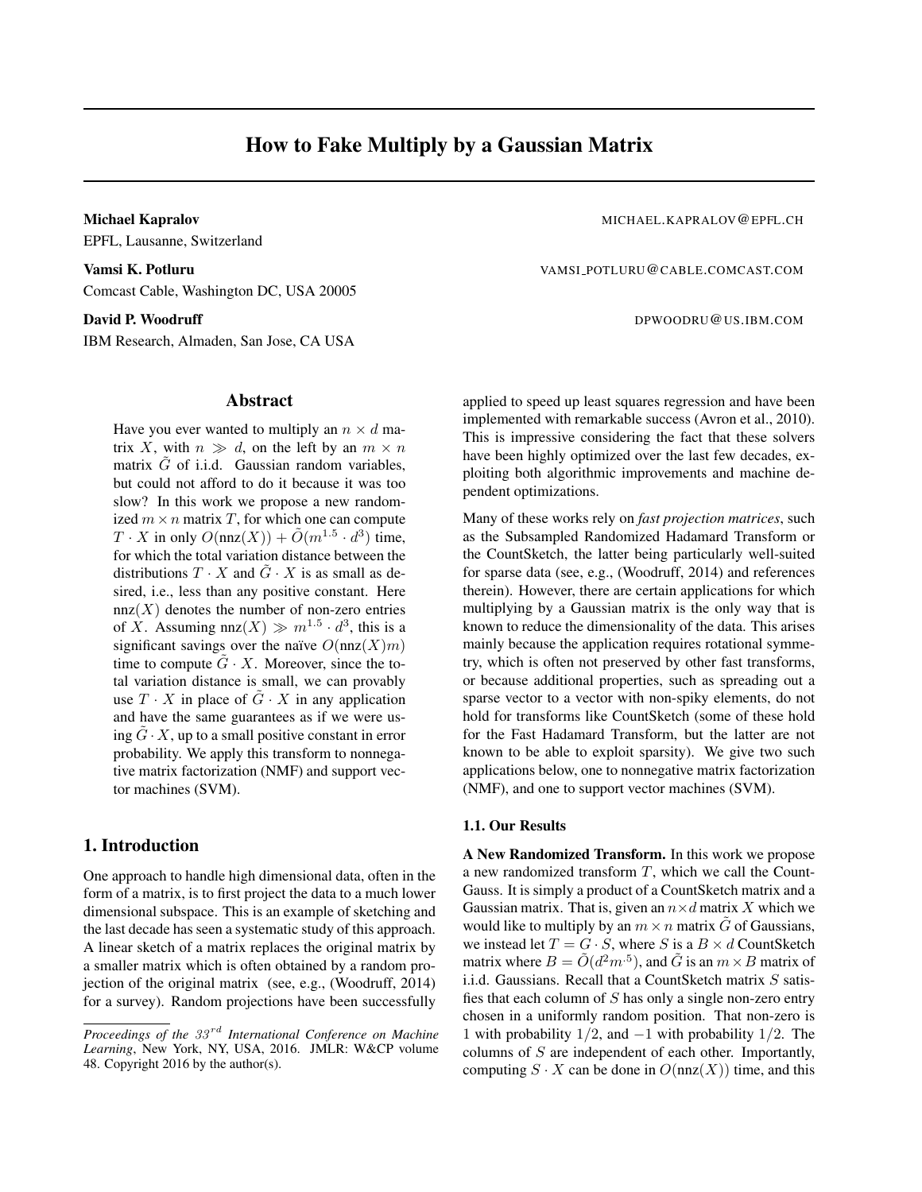# How to Fake Multiply by a Gaussian Matrix

**Michael Kapralov** MICHAEL.KAPRALOV@EPFL.CH
EPFL, Lausanne, Switzerland

**Vamsi K. Potluru** VAMSI_POTLURU@CABLE.COMCAST.COM
Comcast Cable, Washington DC, USA 20005

**David P. Woodruff** DPWOODRU@US.IBM.COM
IBM Research, Almaden, San Jose, CA USA

## Abstract

Have you ever wanted to multiply an $n \times d$ matrix $X$, with $n \gg d$, on the left by an $m \times n$ matrix $\tilde{G}$ of i.i.d. Gaussian random variables, but could not afford to do it because it was too slow? In this work we propose a new randomized $m \times n$ matrix $T$, for which one can compute $T \cdot X$ in only $O(\text{nnz}(X)) + \tilde{O}(m^{1.5} \cdot d^3)$ time, for which the total variation distance between the distributions $T \cdot X$ and $\tilde{G} \cdot X$ is as small as desired, i.e., less than any positive constant. Here $\text{nnz}(X)$ denotes the number of non-zero entries of $X$. Assuming $\text{nnz}(X) \gg m^{1.5} \cdot d^3$, this is a significant savings over the naïve $O(\text{nnz}(X)m)$ time to compute $\tilde{G} \cdot X$. Moreover, since the total variation distance is small, we can provably use $T \cdot X$ in place of $\tilde{G} \cdot X$ in any application and have the same guarantees as if we were using $\tilde{G} \cdot X$, up to a small positive constant in error probability. We apply this transform to nonnegative matrix factorization (NMF) and support vector machines (SVM).

## 1. Introduction

One approach to handle high dimensional data, often in the form of a matrix, is to first project the data to a much lower dimensional subspace. This is an example of sketching and the last decade has seen a systematic study of this approach. A linear sketch of a matrix replaces the original matrix by a smaller matrix which is often obtained by a random projection of the original matrix (see, e.g., (Woodruff, 2014) for a survey). Random projections have been successfully applied to speed up least squares regression and have been implemented with remarkable success (Avron et al., 2010). This is impressive considering the fact that these solvers have been highly optimized over the last few decades, exploiting both algorithmic improvements and machine dependent optimizations.

Many of these works rely on *fast projection matrices*, such as the Subsampled Randomized Hadamard Transform or the CountSketch, the latter being particularly well-suited for sparse data (see, e.g., (Woodruff, 2014) and references therein). However, there are certain applications for which multiplying by a Gaussian matrix is the only way that is known to reduce the dimensionality of the data. This arises mainly because the application requires rotational symmetry, which is often not preserved by other fast transforms, or because additional properties, such as spreading out a sparse vector to a vector with non-spiky elements, do not hold for transforms like CountSketch (some of these hold for the Fast Hadamard Transform, but the latter are not known to be able to exploit sparsity). We give two such applications below, one to nonnegative matrix factorization (NMF), and one to support vector machines (SVM).

### 1.1. Our Results

**A New Randomized Transform.** In this work we propose a new randomized transform $T$, which we call the Count-Gauss. It is simply a product of a CountSketch matrix and a Gaussian matrix. That is, given an $n \times d$ matrix $X$ which we would like to multiply by an $m \times n$ matrix $\tilde{G}$ of Gaussians, we instead let $T = G \cdot S$, where $S$ is a $B \times d$ CountSketch matrix where $B = \tilde{O}(d^2 m^{.5})$, and $\tilde{G}$ is an $m \times B$ matrix of i.i.d. Gaussians. Recall that a CountSketch matrix $S$ satisfies that each column of $S$ has only a single non-zero entry chosen in a uniformly random position. That non-zero is 1 with probability $1/2$, and $-1$ with probability $1/2$. The columns of $S$ are independent of each other. Importantly, computing $S \cdot X$ can be done in $O(\text{nnz}(X))$ time, and this

*Proceedings of the 33[rd] International Conference on Machine Learning*, New York, NY, USA, 2016. JMLR: W&CP volume 48. Copyright 2016 by the author(s).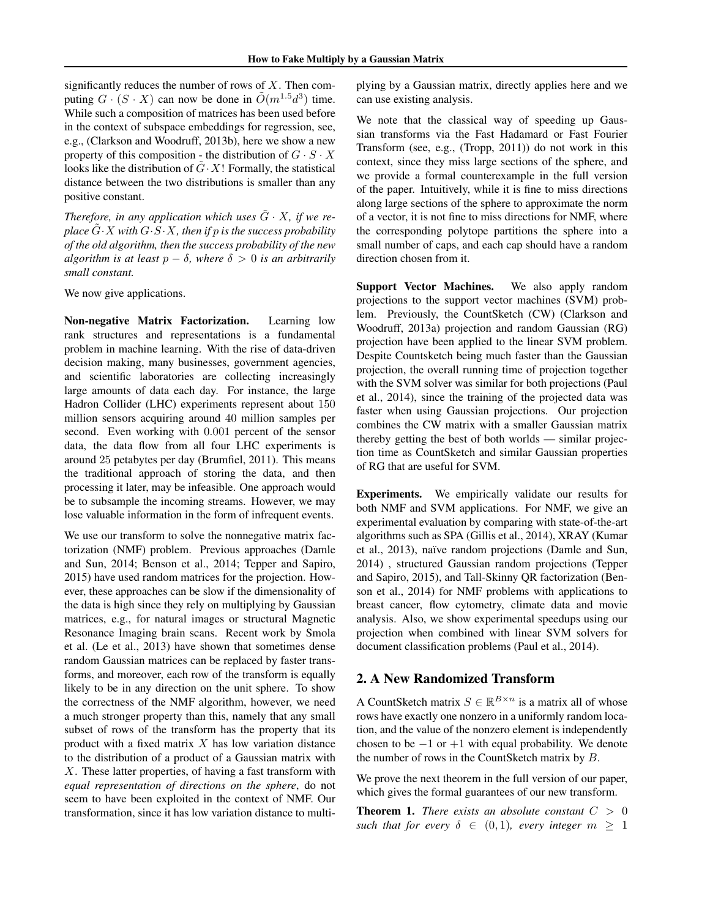significantly reduces the number of rows of $X$. Then computing $G \cdot (S \cdot X)$ can now be done in $\tilde{O}(m^{1.5}d^3)$ time. While such a composition of matrices has been used before in the context of subspace embeddings for regression, see, e.g., (Clarkson and Woodruff, 2013b), here we show a new property of this composition - the distribution of $G \cdot S \cdot X$ looks like the distribution of $\tilde{G} \cdot X$! Formally, the statistical distance between the two distributions is smaller than any positive constant.

*Therefore, in any application which uses $\tilde{G} \cdot X$, if we replace $\tilde{G} \cdot X$ with $G \cdot S \cdot X$, then if $p$ is the success probability of the old algorithm, then the success probability of the new algorithm is at least $p - \delta$, where $\delta > 0$ is an arbitrarily small constant.*

We now give applications.

**Non-negative Matrix Factorization.** Learning low rank structures and representations is a fundamental problem in machine learning. With the rise of data-driven decision making, many businesses, government agencies, and scientific laboratories are collecting increasingly large amounts of data each day. For instance, the large Hadron Collider (LHC) experiments represent about 150 million sensors acquiring around 40 million samples per second. Even working with 0.001 percent of the sensor data, the data flow from all four LHC experiments is around 25 petabytes per day (Brumfiel, 2011). This means the traditional approach of storing the data, and then processing it later, may be infeasible. One approach would be to subsample the incoming streams. However, we may lose valuable information in the form of infrequent events.

We use our transform to solve the nonnegative matrix factorization (NMF) problem. Previous approaches (Damle and Sun, 2014; Benson et al., 2014; Tepper and Sapiro, 2015) have used random matrices for the projection. However, these approaches can be slow if the dimensionality of the data is high since they rely on multiplying by Gaussian matrices, e.g., for natural images or structural Magnetic Resonance Imaging brain scans. Recent work by Smola et al. (Le et al., 2013) have shown that sometimes dense random Gaussian matrices can be replaced by faster transforms, and moreover, each row of the transform is equally likely to be in any direction on the unit sphere. To show the correctness of the NMF algorithm, however, we need a much stronger property than this, namely that any small subset of rows of the transform has the property that its product with a fixed matrix $X$ has low variation distance to the distribution of a product of a Gaussian matrix with $X$. These latter properties, of having a fast transform with *equal representation of directions on the sphere*, do not seem to have been exploited in the context of NMF. Our transformation, since it has low variation distance to multiplying by a Gaussian matrix, directly applies here and we can use existing analysis.

We note that the classical way of speeding up Gaussian transforms via the Fast Hadamard or Fast Fourier Transform (see, e.g., (Tropp, 2011)) do not work in this context, since they miss large sections of the sphere, and we provide a formal counterexample in the full version of the paper. Intuitively, while it is fine to miss directions along large sections of the sphere to approximate the norm of a vector, it is not fine to miss directions for NMF, where the corresponding polytope partitions the sphere into a small number of caps, and each cap should have a random direction chosen from it.

**Support Vector Machines.** We also apply random projections to the support vector machines (SVM) problem. Previously, the CountSketch (CW) (Clarkson and Woodruff, 2013a) projection and random Gaussian (RG) projection have been applied to the linear SVM problem. Despite Countsketch being much faster than the Gaussian projection, the overall running time of projection together with the SVM solver was similar for both projections (Paul et al., 2014), since the training of the projected data was faster when using Gaussian projections. Our projection combines the CW matrix with a smaller Gaussian matrix thereby getting the best of both worlds — similar projection time as CountSketch and similar Gaussian properties of RG that are useful for SVM.

**Experiments.** We empirically validate our results for both NMF and SVM applications. For NMF, we give an experimental evaluation by comparing with state-of-the-art algorithms such as SPA (Gillis et al., 2014), XRAY (Kumar et al., 2013), naïve random projections (Damle and Sun, 2014) , structured Gaussian random projections (Tepper and Sapiro, 2015), and Tall-Skinny QR factorization (Benson et al., 2014) for NMF problems with applications to breast cancer, flow cytometry, climate data and movie analysis. Also, we show experimental speedups using our projection when combined with linear SVM solvers for document classification problems (Paul et al., 2014).

## 2. A New Randomized Transform

A CountSketch matrix $S \in \mathbb{R}^{B \times n}$ is a matrix all of whose rows have exactly one nonzero in a uniformly random location, and the value of the nonzero element is independently chosen to be $-1$ or $+1$ with equal probability. We denote the number of rows in the CountSketch matrix by $B$.

We prove the next theorem in the full version of our paper, which gives the formal guarantees of our new transform.

**Theorem 1.** *There exists an absolute constant $C > 0$ such that for every $\delta \in (0, 1)$, every integer $m \geq 1$*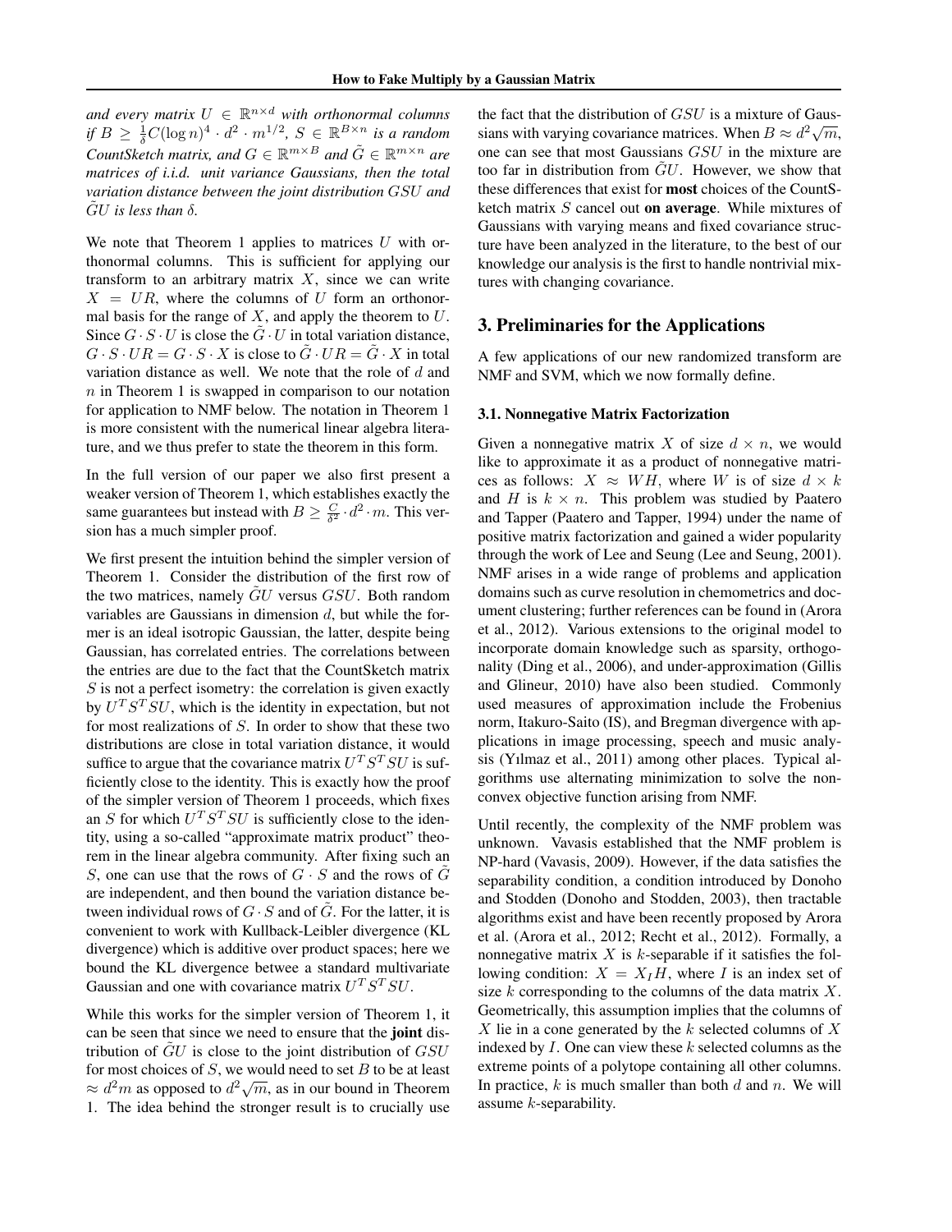*and every matrix $U \in \mathbb{R}^{n\times d}$ with orthonormal columns if $B \geq \frac{1}{\delta}C(\log n)^4 \cdot d^2 \cdot m^{1/2}$, $S \in \mathbb{R}^{B\times n}$ is a random CountSketch matrix, and $G \in \mathbb{R}^{m\times B}$ and $\tilde{G} \in \mathbb{R}^{m\times n}$ are matrices of i.i.d. unit variance Gaussians, then the total variation distance between the joint distribution $GSU$ and $\tilde{G}U$ is less than $\delta$.*

We note that Theorem 1 applies to matrices $U$ with orthonormal columns. This is sufficient for applying our transform to an arbitrary matrix $X$, since we can write $X = UR$, where the columns of $U$ form an orthonormal basis for the range of $X$, and apply the theorem to $U$. Since $G \cdot S \cdot U$ is close the $\tilde{G} \cdot U$ in total variation distance, $G \cdot S \cdot UR = G \cdot S \cdot X$ is close to $\tilde{G} \cdot UR = \tilde{G} \cdot X$ in total variation distance as well. We note that the role of $d$ and $n$ in Theorem 1 is swapped in comparison to our notation for application to NMF below. The notation in Theorem 1 is more consistent with the numerical linear algebra literature, and we thus prefer to state the theorem in this form.

In the full version of our paper we also first present a weaker version of Theorem 1, which establishes exactly the same guarantees but instead with $B \geq \frac{C}{\delta^2} \cdot d^2 \cdot m$. This version has a much simpler proof.

We first present the intuition behind the simpler version of Theorem 1. Consider the distribution of the first row of the two matrices, namely $\tilde{G}U$ versus $GSU$. Both random variables are Gaussians in dimension $d$, but while the former is an ideal isotropic Gaussian, the latter, despite being Gaussian, has correlated entries. The correlations between the entries are due to the fact that the CountSketch matrix $S$ is not a perfect isometry: the correlation is given exactly by $U^T S^T SU$, which is the identity in expectation, but not for most realizations of $S$. In order to show that these two distributions are close in total variation distance, it would suffice to argue that the covariance matrix $U^T S^T SU$ is sufficiently close to the identity. This is exactly how the proof of the simpler version of Theorem 1 proceeds, which fixes an $S$ for which $U^T S^T SU$ is sufficiently close to the identity, using a so-called "approximate matrix product" theorem in the linear algebra community. After fixing such an $S$, one can use that the rows of $G \cdot S$ and the rows of $\tilde{G}$ are independent, and then bound the variation distance between individual rows of $G \cdot S$ and of $\tilde{G}$. For the latter, it is convenient to work with Kullback-Leibler divergence (KL divergence) which is additive over product spaces; here we bound the KL divergence betwee a standard multivariate Gaussian and one with covariance matrix $U^T S^T SU$.

While this works for the simpler version of Theorem 1, it can be seen that since we need to ensure that the **joint** distribution of $\tilde{G}U$ is close to the joint distribution of $GSU$ for most choices of $S$, we would need to set $B$ to be at least $\approx d^2 m$ as opposed to $d^2\sqrt{m}$, as in our bound in Theorem 1. The idea behind the stronger result is to crucially use the fact that the distribution of $GSU$ is a mixture of Gaussians with varying covariance matrices. When $B \approx d^2\sqrt{m}$, one can see that most Gaussians $GSU$ in the mixture are too far in distribution from $\tilde{G}U$. However, we show that these differences that exist for **most** choices of the CountSketch matrix $S$ cancel out **on average**. While mixtures of Gaussians with varying means and fixed covariance structure have been analyzed in the literature, to the best of our knowledge our analysis is the first to handle nontrivial mixtures with changing covariance.

## 3. Preliminaries for the Applications

A few applications of our new randomized transform are NMF and SVM, which we now formally define.

### 3.1. Nonnegative Matrix Factorization

Given a nonnegative matrix $X$ of size $d \times n$, we would like to approximate it as a product of nonnegative matrices as follows: $X \approx WH$, where $W$ is of size $d \times k$ and $H$ is $k \times n$. This problem was studied by Paatero and Tapper (Paatero and Tapper, 1994) under the name of positive matrix factorization and gained a wider popularity through the work of Lee and Seung (Lee and Seung, 2001). NMF arises in a wide range of problems and application domains such as curve resolution in chemometrics and document clustering; further references can be found in (Arora et al., 2012). Various extensions to the original model to incorporate domain knowledge such as sparsity, orthogonality (Ding et al., 2006), and under-approximation (Gillis and Glineur, 2010) have also been studied. Commonly used measures of approximation include the Frobenius norm, Itakuro-Saito (IS), and Bregman divergence with applications in image processing, speech and music analysis (Yılmaz et al., 2011) among other places. Typical algorithms use alternating minimization to solve the nonconvex objective function arising from NMF.

Until recently, the complexity of the NMF problem was unknown. Vavasis established that the NMF problem is NP-hard (Vavasis, 2009). However, if the data satisfies the separability condition, a condition introduced by Donoho and Stodden (Donoho and Stodden, 2003), then tractable algorithms exist and have been recently proposed by Arora et al. (Arora et al., 2012; Recht et al., 2012). Formally, a nonnegative matrix $X$ is $k$-separable if it satisfies the following condition: $X = X_I H$, where $I$ is an index set of size $k$ corresponding to the columns of the data matrix $X$. Geometrically, this assumption implies that the columns of $X$ lie in a cone generated by the $k$ selected columns of $X$ indexed by $I$. One can view these $k$ selected columns as the extreme points of a polytope containing all other columns. In practice, $k$ is much smaller than both $d$ and $n$. We will assume $k$-separability.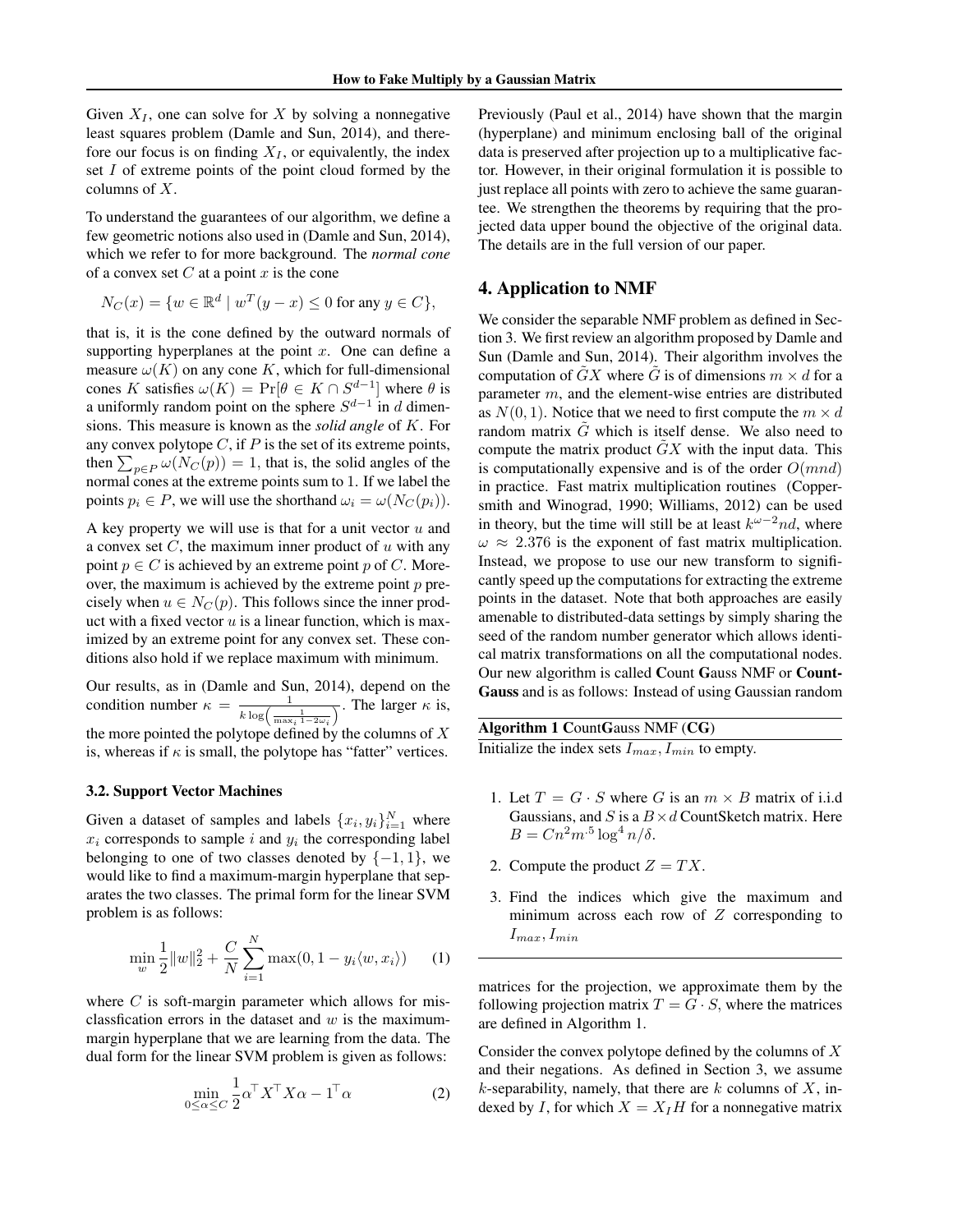Given $X_I$, one can solve for $X$ by solving a nonnegative least squares problem (Damle and Sun, 2014), and therefore our focus is on finding $X_I$, or equivalently, the index set $I$ of extreme points of the point cloud formed by the columns of $X$.

To understand the guarantees of our algorithm, we define a few geometric notions also used in (Damle and Sun, 2014), which we refer to for more background. The *normal cone* of a convex set $C$ at a point $x$ is the cone

$$N_C(x) = \{w \in \mathbb{R}^d \mid w^T(y - x) \leq 0 \text{ for any } y \in C\},$$

that is, it is the cone defined by the outward normals of supporting hyperplanes at the point $x$. One can define a measure $\omega(K)$ on any cone $K$, which for full-dimensional cones $K$ satisfies $\omega(K) = \Pr[\theta \in K \cap S^{d-1}]$ where $\theta$ is a uniformly random point on the sphere $S^{d-1}$ in $d$ dimensions. This measure is known as the *solid angle* of $K$. For any convex polytope $C$, if $P$ is the set of its extreme points, then $\sum_{p \in P} \omega(N_C(p)) = 1$, that is, the solid angles of the normal cones at the extreme points sum to 1. If we label the points $p_i \in P$, we will use the shorthand $\omega_i = \omega(N_C(p_i))$.

A key property we will use is that for a unit vector $u$ and a convex set $C$, the maximum inner product of $u$ with any point $p \in C$ is achieved by an extreme point $p$ of $C$. Moreover, the maximum is achieved by the extreme point $p$ precisely when $u \in N_C(p)$. This follows since the inner product with a fixed vector $u$ is a linear function, which is maximized by an extreme point for any convex set. These conditions also hold if we replace maximum with minimum.

Our results, as in (Damle and Sun, 2014), depend on the condition number $\kappa = \frac{1}{k \log\left(\frac{1}{\max_i 1 - 2\omega_i}\right)}$. The larger $\kappa$ is, the more pointed the polytope defined by the columns of $X$ is, whereas if $\kappa$ is small, the polytope has "fatter" vertices.

### 3.2. Support Vector Machines

Given a dataset of samples and labels $\{x_i, y_i\}_{i=1}^N$ where $x_i$ corresponds to sample $i$ and $y_i$ the corresponding label belonging to one of two classes denoted by $\{-1, 1\}$, we would like to find a maximum-margin hyperplane that separates the two classes. The primal form for the linear SVM problem is as follows:

$$\min_w \frac{1}{2}\|w\|_2^2 + \frac{C}{N}\sum_{i=1}^N \max(0, 1 - y_i\langle w, x_i\rangle) \quad (1)$$

where $C$ is soft-margin parameter which allows for misclassfication errors in the dataset and $w$ is the maximum-margin hyperplane that we are learning from the data. The dual form for the linear SVM problem is given as follows:

$$\min_{0 \leq \alpha \leq C} \frac{1}{2}\alpha^\top X^\top X\alpha - 1^\top \alpha \quad (2)$$

Previously (Paul et al., 2014) have shown that the margin (hyperplane) and minimum enclosing ball of the original data is preserved after projection up to a multiplicative factor. However, in their original formulation it is possible to just replace all points with zero to achieve the same guarantee. We strengthen the theorems by requiring that the projected data upper bound the objective of the original data. The details are in the full version of our paper.

## 4. Application to NMF

We consider the separable NMF problem as defined in Section 3. We first review an algorithm proposed by Damle and Sun (Damle and Sun, 2014). Their algorithm involves the computation of $\tilde{G}X$ where $\tilde{G}$ is of dimensions $m \times d$ for a parameter $m$, and the element-wise entries are distributed as $N(0, 1)$. Notice that we need to first compute the $m \times d$ random matrix $\tilde{G}$ which is itself dense. We also need to compute the matrix product $\tilde{G}X$ with the input data. This is computationally expensive and is of the order $O(mnd)$ in practice. Fast matrix multiplication routines (Coppersmith and Winograd, 1990; Williams, 2012) can be used in theory, but the time will still be at least $k^{\omega-2}nd$, where $\omega \approx 2.376$ is the exponent of fast matrix multiplication. Instead, we propose to use our new transform to significantly speed up the computations for extracting the extreme points in the dataset. Note that both approaches are easily amenable to distributed-data settings by simply sharing the seed of the random number generator which allows identical matrix transformations on all the computational nodes. Our new algorithm is called **C**ount **G**auss NMF or **Count-Gauss** and is as follows: Instead of using Gaussian random matrices for the projection, we approximate them by the following projection matrix $T = G \cdot S$, where the matrices are defined in Algorithm 1.

**Algorithm 1 C**ount**G**auss NMF (**CG**)

Initialize the index sets $I_{max}, I_{min}$ to empty.

1. Let $T = G \cdot S$ where $G$ is an $m \times B$ matrix of i.i.d Gaussians, and $S$ is a $B \times d$ CountSketch matrix. Here $B = Cn^2m^{\cdot 5}\log^4 n/\delta$.
2. Compute the product $Z = TX$.
3. Find the indices which give the maximum and minimum across each row of $Z$ corresponding to $I_{max}, I_{min}$

Consider the convex polytope defined by the columns of $X$ and their negations. As defined in Section 3, we assume $k$-separability, namely, that there are $k$ columns of $X$, indexed by $I$, for which $X = X_I H$ for a nonnegative matrix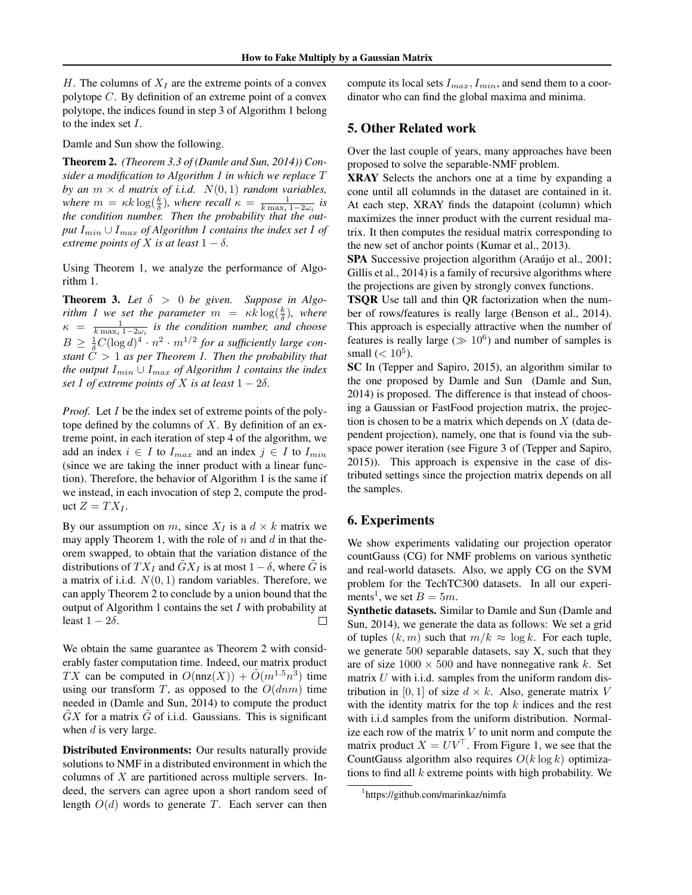$H$. The columns of $X_I$ are the extreme points of a convex polytope $C$. By definition of an extreme point of a convex polytope, the indices found in step 3 of Algorithm 1 belong to the index set $I$.

Damle and Sun show the following.

**Theorem 2.** *(Theorem 3.3 of (Damle and Sun, 2014)) Consider a modification to Algorithm 1 in which we replace $T$ by an $m \times d$ matrix of i.i.d. $N(0,1)$ random variables, where $m = \kappa k \log(\frac{k}{\delta})$, where recall $\kappa = \frac{1}{k \max_i 1-2\omega_i}$ is the condition number. Then the probability that the output $I_{min} \cup I_{max}$ of Algorithm 1 contains the index set $I$ of extreme points of $X$ is at least $1-\delta$.*

Using Theorem 1, we analyze the performance of Algorithm 1.

**Theorem 3.** *Let $\delta > 0$ be given. Suppose in Algorithm 1 we set the parameter $m = \kappa k \log(\frac{k}{\delta})$, where $\kappa = \frac{1}{k \max_i 1-2\omega_i}$ is the condition number, and choose $B \geq \frac{1}{\delta} C (\log d)^4 \cdot n^2 \cdot m^{1/2}$ for a sufficiently large constant $C > 1$ as per Theorem 1. Then the probability that the output $I_{min} \cup I_{max}$ of Algorithm 1 contains the index set $I$ of extreme points of $X$ is at least $1-2\delta$.*

*Proof.* Let $I$ be the index set of extreme points of the polytope defined by the columns of $X$. By definition of an extreme point, in each iteration of step 4 of the algorithm, we add an index $i \in I$ to $I_{max}$ and an index $j \in I$ to $I_{min}$ (since we are taking the inner product with a linear function). Therefore, the behavior of Algorithm 1 is the same if we instead, in each invocation of step 2, compute the product $Z = TX_I$.

By our assumption on $m$, since $X_I$ is a $d \times k$ matrix we may apply Theorem 1, with the role of $n$ and $d$ in that theorem swapped, to obtain that the variation distance of the distributions of $TX_I$ and $\tilde{G}X_I$ is at most $1-\delta$, where $\tilde{G}$ is a matrix of i.i.d. $N(0,1)$ random variables. Therefore, we can apply Theorem 2 to conclude by a union bound that the output of Algorithm 1 contains the set $I$ with probability at least $1-2\delta$. ∎

We obtain the same guarantee as Theorem 2 with considerably faster computation time. Indeed, our matrix product $TX$ can be computed in $O(\text{nnz}(X)) + \tilde{O}(m^{1.5}n^3)$ time using our transform $T$, as opposed to the $O(dnm)$ time needed in (Damle and Sun, 2014) to compute the product $\tilde{G}X$ for a matrix $\tilde{G}$ of i.i.d. Gaussians. This is significant when $d$ is very large.

**Distributed Environments:** Our results naturally provide solutions to NMF in a distributed environment in which the columns of $X$ are partitioned across multiple servers. Indeed, the servers can agree upon a short random seed of length $O(d)$ words to generate $T$. Each server can then compute its local sets $I_{max}, I_{min}$, and send them to a coordinator who can find the global maxima and minima.

## 5. Other Related work

Over the last couple of years, many approaches have been proposed to solve the separable-NMF problem.

**XRAY** Selects the anchors one at a time by expanding a cone until all columnds in the dataset are contained in it. At each step, XRAY finds the datapoint (column) which maximizes the inner product with the current residual matrix. It then computes the residual matrix corresponding to the new set of anchor points (Kumar et al., 2013).

**SPA** Successive projection algorithm (Araújo et al., 2001; Gillis et al., 2014) is a family of recursive algorithms where the projections are given by strongly convex functions.

**TSQR** Use tall and thin QR factorization when the number of rows/features is really large (Benson et al., 2014). This approach is especially attractive when the number of features is really large ($\gg 10^6$) and number of samples is small ($< 10^5$).

**SC** In (Tepper and Sapiro, 2015), an algorithm similar to the one proposed by Damle and Sun (Damle and Sun, 2014) is proposed. The difference is that instead of choosing a Gaussian or FastFood projection matrix, the projection is chosen to be a matrix which depends on $X$ (data dependent projection), namely, one that is found via the subspace power iteration (see Figure 3 of (Tepper and Sapiro, 2015)). This approach is expensive in the case of distributed settings since the projection matrix depends on all the samples.

## 6. Experiments

We show experiments validating our projection operator countGauss (CG) for NMF problems on various synthetic and real-world datasets. Also, we apply CG on the SVM problem for the TechTC300 datasets. In all our experiments[1], we set $B = 5m$.

**Synthetic datasets.** Similar to Damle and Sun (Damle and Sun, 2014), we generate the data as follows: We set a grid of tuples $(k, m)$ such that $m/k \approx \log k$. For each tuple, we generate 500 separable datasets, say X, such that they are of size $1000 \times 500$ and have nonnegative rank $k$. Set matrix $U$ with i.i.d. samples from the uniform random distribution in $[0, 1]$ of size $d \times k$. Also, generate matrix $V$ with the identity matrix for the top $k$ indices and the rest with i.i.d samples from the uniform distribution. Normalize each row of the matrix $V$ to unit norm and compute the matrix product $X = UV^\top$. From Figure 1, we see that the CountGauss algorithm also requires $O(k \log k)$ optimizations to find all $k$ extreme points with high probability. We

[1] https://github.com/marinkaz/nimfa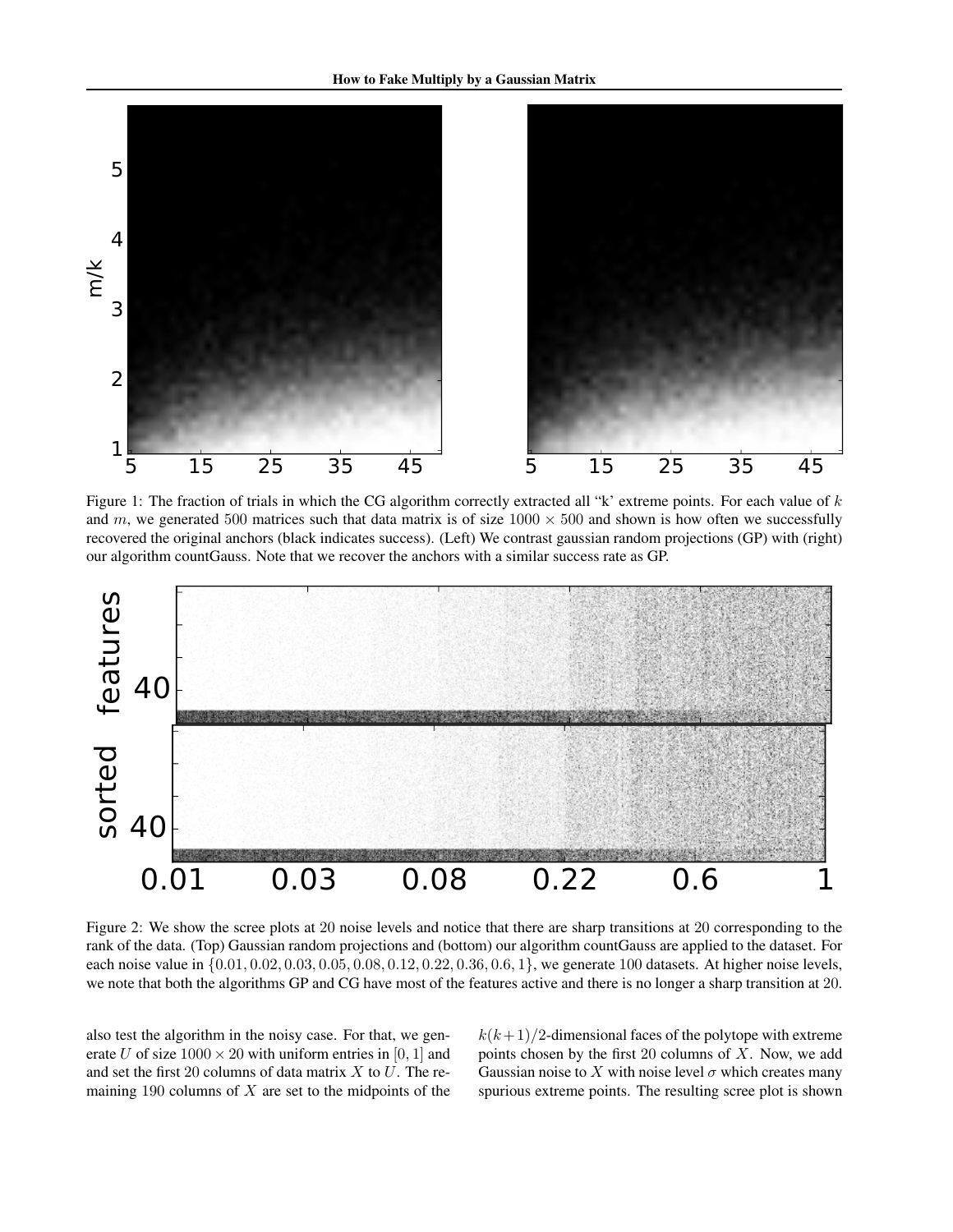Figure 1: The fraction of trials in which the CG algorithm correctly extracted all "k' extreme points. For each value of $k$ and $m$, we generated $500$ matrices such that data matrix is of size $1000 \times 500$ and shown is how often we successfully recovered the original anchors (black indicates success). (Left) We contrast gaussian random projections (GP) with (right) our algorithm countGauss. Note that we recover the anchors with a similar success rate as GP.

Figure 2: We show the scree plots at $20$ noise levels and notice that there are sharp transitions at $20$ corresponding to the rank of the data. (Top) Gaussian random projections and (bottom) our algorithm countGauss are applied to the dataset. For each noise value in $\{0.01, 0.02, 0.03, 0.05, 0.08, 0.12, 0.22, 0.36, 0.6, 1\}$, we generate $100$ datasets. At higher noise levels, we note that both the algorithms GP and CG have most of the features active and there is no longer a sharp transition at $20$.

also test the algorithm in the noisy case. For that, we generate $U$ of size $1000 \times 20$ with uniform entries in $[0, 1]$ and and set the first $20$ columns of data matrix $X$ to $U$. The remaining $190$ columns of $X$ are set to the midpoints of the $k(k+1)/2$-dimensional faces of the polytope with extreme points chosen by the first $20$ columns of $X$. Now, we add Gaussian noise to $X$ with noise level $\sigma$ which creates many spurious extreme points. The resulting scree plot is shown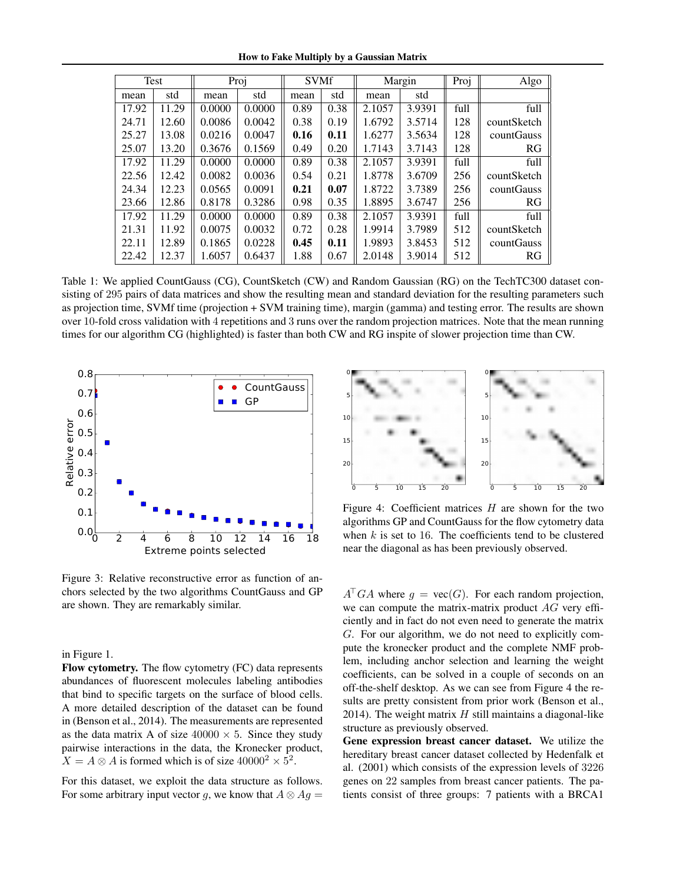| Test | | Proj | | SVMf | | Margin | | Proj | Algo |
|---|---|---|---|---|---|---|---|---|---|
| mean | std | mean | std | mean | std | mean | std | | |
| 17.92 | 11.29 | 0.0000 | 0.0000 | 0.89 | 0.38 | 2.1057 | 3.9391 | full | full |
| 24.71 | 12.60 | 0.0086 | 0.0042 | 0.38 | 0.19 | 1.6792 | 3.5714 | 128 | countSketch |
| 25.27 | 13.08 | 0.0216 | 0.0047 | **0.16** | **0.11** | 1.6277 | 3.5634 | 128 | countGauss |
| 25.07 | 13.20 | 0.3676 | 0.1569 | 0.49 | 0.20 | 1.7143 | 3.7143 | 128 | RG |
| 17.92 | 11.29 | 0.0000 | 0.0000 | 0.89 | 0.38 | 2.1057 | 3.9391 | full | full |
| 22.56 | 12.42 | 0.0082 | 0.0036 | 0.54 | 0.21 | 1.8778 | 3.6709 | 256 | countSketch |
| 24.34 | 12.23 | 0.0565 | 0.0091 | **0.21** | **0.07** | 1.8722 | 3.7389 | 256 | countGauss |
| 23.66 | 12.86 | 0.8178 | 0.3286 | 0.98 | 0.35 | 1.8895 | 3.6747 | 256 | RG |
| 17.92 | 11.29 | 0.0000 | 0.0000 | 0.89 | 0.38 | 2.1057 | 3.9391 | full | full |
| 21.31 | 11.92 | 0.0075 | 0.0032 | 0.72 | 0.28 | 1.9914 | 3.7989 | 512 | countSketch |
| 22.11 | 12.89 | 0.1865 | 0.0228 | **0.45** | **0.11** | 1.9893 | 3.8453 | 512 | countGauss |
| 22.42 | 12.37 | 1.6057 | 0.6437 | 1.88 | 0.67 | 2.0148 | 3.9014 | 512 | RG |

Table 1: We applied CountGauss (CG), CountSketch (CW) and Random Gaussian (RG) on the TechTC300 dataset consisting of 295 pairs of data matrices and show the resulting mean and standard deviation for the resulting parameters such as projection time, SVMf time (projection + SVM training time), margin (gamma) and testing error. The results are shown over 10-fold cross validation with 4 repetitions and 3 runs over the random projection matrices. Note that the mean running times for our algorithm CG (highlighted) is faster than both CW and RG inspite of slower projection time than CW.

Figure 3: Relative reconstructive error as function of anchors selected by the two algorithms CountGauss and GP are shown. They are remarkably similar.

in Figure 1.

**Flow cytometry.** The flow cytometry (FC) data represents abundances of fluorescent molecules labeling antibodies that bind to specific targets on the surface of blood cells. A more detailed description of the dataset can be found in (Benson et al., 2014). The measurements are represented as the data matrix A of size $40000 \times 5$. Since they study pairwise interactions in the data, the Kronecker product, $X = A \otimes A$ is formed which is of size $40000^2 \times 5^2$.

For this dataset, we exploit the data structure as follows. For some arbitrary input vector $g$, we know that $A \otimes Ag = A^\top GA$ where $g = \text{vec}(G)$. For each random projection, we can compute the matrix-matrix product $AG$ very efficiently and in fact do not even need to generate the matrix $G$. For our algorithm, we do not need to explicitly compute the kronecker product and the complete NMF problem, including anchor selection and learning the weight coefficients, can be solved in a couple of seconds on an off-the-shelf desktop. As we can see from Figure 4 the results are pretty consistent from prior work (Benson et al., 2014). The weight matrix $H$ still maintains a diagonal-like structure as previously observed.

Figure 4: Coefficient matrices $H$ are shown for the two algorithms GP and CountGauss for the flow cytometry data when $k$ is set to 16. The coefficients tend to be clustered near the diagonal as has been previously observed.

**Gene expression breast cancer dataset.** We utilize the hereditary breast cancer dataset collected by Hedenfalk et al. (2001) which consists of the expression levels of 3226 genes on 22 samples from breast cancer patients. The patients consist of three groups: 7 patients with a BRCA1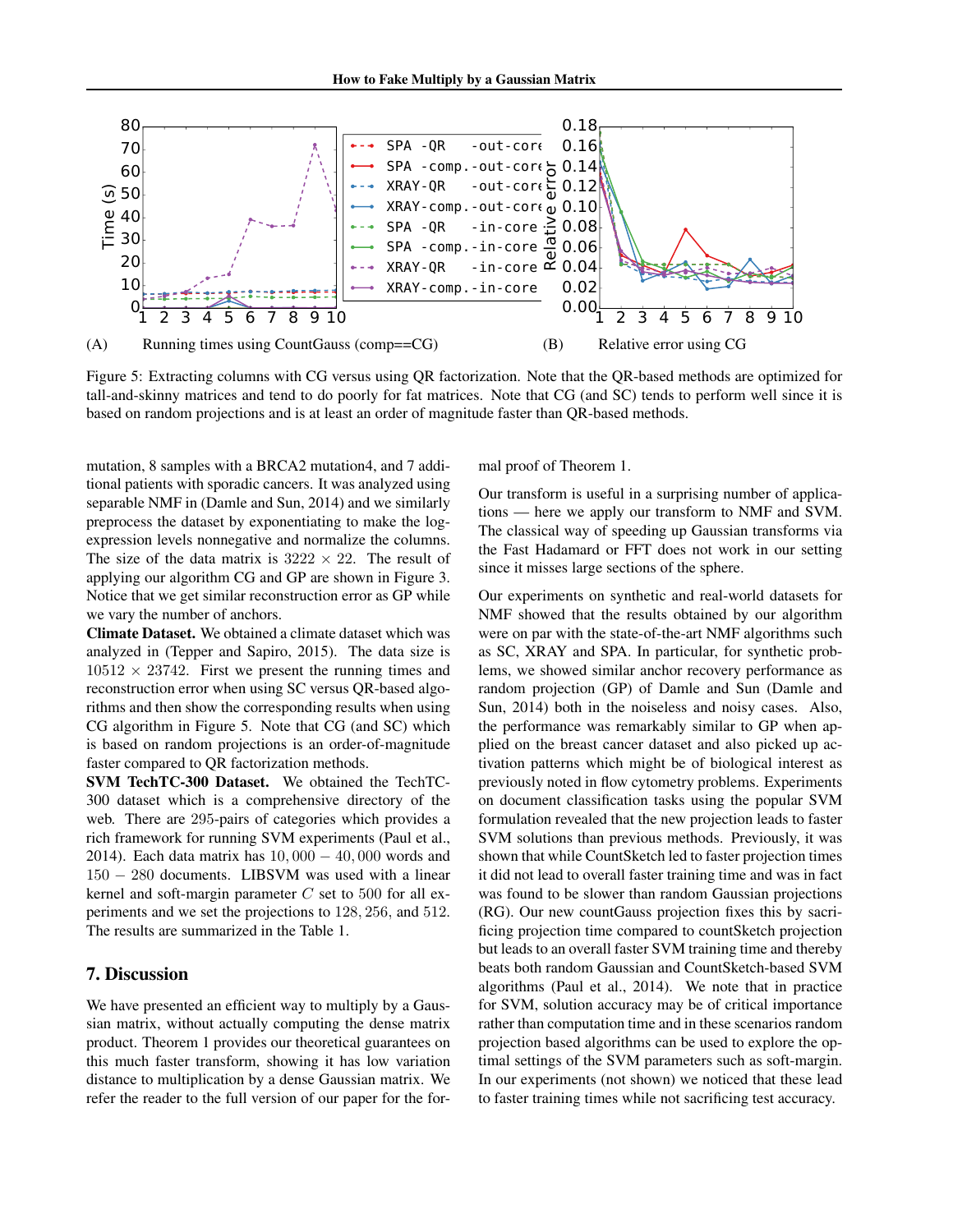(A) Running times using CountGauss (comp==CG)

(B) Relative error using CG

Figure 5: Extracting columns with CG versus using QR factorization. Note that the QR-based methods are optimized for tall-and-skinny matrices and tend to do poorly for fat matrices. Note that CG (and SC) tends to perform well since it is based on random projections and is at least an order of magnitude faster than QR-based methods.

mutation, 8 samples with a BRCA2 mutation4, and 7 additional patients with sporadic cancers. It was analyzed using separable NMF in (Damle and Sun, 2014) and we similarly preprocess the dataset by exponentiating to make the log-expression levels nonnegative and normalize the columns. The size of the data matrix is $3222 \times 22$. The result of applying our algorithm CG and GP are shown in Figure 3. Notice that we get similar reconstruction error as GP while we vary the number of anchors.

**Climate Dataset.** We obtained a climate dataset which was analyzed in (Tepper and Sapiro, 2015). The data size is $10512 \times 23742$. First we present the running times and reconstruction error when using SC versus QR-based algorithms and then show the corresponding results when using CG algorithm in Figure 5. Note that CG (and SC) which is based on random projections is an order-of-magnitude faster compared to QR factorization methods.

**SVM TechTC-300 Dataset.** We obtained the TechTC-300 dataset which is a comprehensive directory of the web. There are 295-pairs of categories which provides a rich framework for running SVM experiments (Paul et al., 2014). Each data matrix has $10,000 - 40,000$ words and $150 - 280$ documents. LIBSVM was used with a linear kernel and soft-margin parameter $C$ set to 500 for all experiments and we set the projections to 128, 256, and 512. The results are summarized in the Table 1.

## 7. Discussion

We have presented an efficient way to multiply by a Gaussian matrix, without actually computing the dense matrix product. Theorem 1 provides our theoretical guarantees on this much faster transform, showing it has low variation distance to multiplication by a dense Gaussian matrix. We refer the reader to the full version of our paper for the formal proof of Theorem 1.

Our transform is useful in a surprising number of applications — here we apply our transform to NMF and SVM. The classical way of speeding up Gaussian transforms via the Fast Hadamard or FFT does not work in our setting since it misses large sections of the sphere.

Our experiments on synthetic and real-world datasets for NMF showed that the results obtained by our algorithm were on par with the state-of-the-art NMF algorithms such as SC, XRAY and SPA. In particular, for synthetic problems, we showed similar anchor recovery performance as random projection (GP) of Damle and Sun (Damle and Sun, 2014) both in the noiseless and noisy cases. Also, the performance was remarkably similar to GP when applied on the breast cancer dataset and also picked up activation patterns which might be of biological interest as previously noted in flow cytometry problems. Experiments on document classification tasks using the popular SVM formulation revealed that the new projection leads to faster SVM solutions than previous methods. Previously, it was shown that while CountSketch led to faster projection times it did not lead to overall faster training time and was in fact was found to be slower than random Gaussian projections (RG). Our new countGauss projection fixes this by sacrificing projection time compared to countSketch projection but leads to an overall faster SVM training time and thereby beats both random Gaussian and CountSketch-based SVM algorithms (Paul et al., 2014). We note that in practice for SVM, solution accuracy may be of critical importance rather than computation time and in these scenarios random projection based algorithms can be used to explore the optimal settings of the SVM parameters such as soft-margin. In our experiments (not shown) we noticed that these lead to faster training times while not sacrificing test accuracy.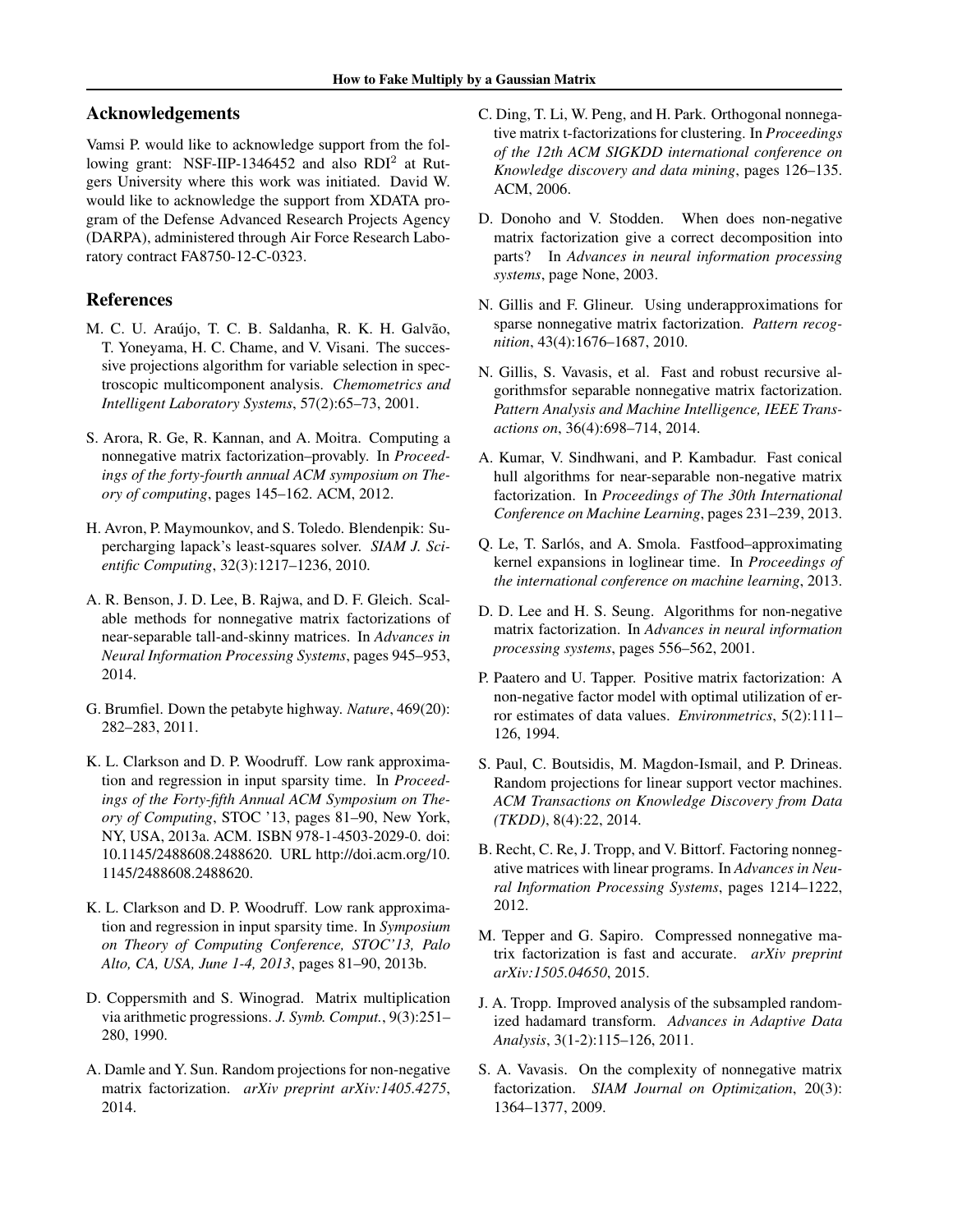## Acknowledgements

Vamsi P. would like to acknowledge support from the following grant: NSF-IIP-1346452 and also RDI$^2$ at Rutgers University where this work was initiated. David W. would like to acknowledge the support from XDATA program of the Defense Advanced Research Projects Agency (DARPA), administered through Air Force Research Laboratory contract FA8750-12-C-0323.

## References

M. C. U. Araújo, T. C. B. Saldanha, R. K. H. Galvão, T. Yoneyama, H. C. Chame, and V. Visani. The successive projections algorithm for variable selection in spectroscopic multicomponent analysis. *Chemometrics and Intelligent Laboratory Systems*, 57(2):65–73, 2001.

S. Arora, R. Ge, R. Kannan, and A. Moitra. Computing a nonnegative matrix factorization–provably. In *Proceedings of the forty-fourth annual ACM symposium on Theory of computing*, pages 145–162. ACM, 2012.

H. Avron, P. Maymounkov, and S. Toledo. Blendenpik: Supercharging lapack's least-squares solver. *SIAM J. Scientific Computing*, 32(3):1217–1236, 2010.

A. R. Benson, J. D. Lee, B. Rajwa, and D. F. Gleich. Scalable methods for nonnegative matrix factorizations of near-separable tall-and-skinny matrices. In *Advances in Neural Information Processing Systems*, pages 945–953, 2014.

G. Brumfiel. Down the petabyte highway. *Nature*, 469(20): 282–283, 2011.

K. L. Clarkson and D. P. Woodruff. Low rank approximation and regression in input sparsity time. In *Proceedings of the Forty-fifth Annual ACM Symposium on Theory of Computing*, STOC '13, pages 81–90, New York, NY, USA, 2013a. ACM. ISBN 978-1-4503-2029-0. doi: 10.1145/2488608.2488620. URL http://doi.acm.org/10.1145/2488608.2488620.

K. L. Clarkson and D. P. Woodruff. Low rank approximation and regression in input sparsity time. In *Symposium on Theory of Computing Conference, STOC'13, Palo Alto, CA, USA, June 1-4, 2013*, pages 81–90, 2013b.

D. Coppersmith and S. Winograd. Matrix multiplication via arithmetic progressions. *J. Symb. Comput.*, 9(3):251–280, 1990.

A. Damle and Y. Sun. Random projections for non-negative matrix factorization. *arXiv preprint arXiv:1405.4275*, 2014.

C. Ding, T. Li, W. Peng, and H. Park. Orthogonal nonnegative matrix t-factorizations for clustering. In *Proceedings of the 12th ACM SIGKDD international conference on Knowledge discovery and data mining*, pages 126–135. ACM, 2006.

D. Donoho and V. Stodden. When does non-negative matrix factorization give a correct decomposition into parts? In *Advances in neural information processing systems*, page None, 2003.

N. Gillis and F. Glineur. Using underapproximations for sparse nonnegative matrix factorization. *Pattern recognition*, 43(4):1676–1687, 2010.

N. Gillis, S. Vavasis, et al. Fast and robust recursive algorithmsfor separable nonnegative matrix factorization. *Pattern Analysis and Machine Intelligence, IEEE Transactions on*, 36(4):698–714, 2014.

A. Kumar, V. Sindhwani, and P. Kambadur. Fast conical hull algorithms for near-separable non-negative matrix factorization. In *Proceedings of The 30th International Conference on Machine Learning*, pages 231–239, 2013.

Q. Le, T. Sarlós, and A. Smola. Fastfood–approximating kernel expansions in loglinear time. In *Proceedings of the international conference on machine learning*, 2013.

D. D. Lee and H. S. Seung. Algorithms for non-negative matrix factorization. In *Advances in neural information processing systems*, pages 556–562, 2001.

P. Paatero and U. Tapper. Positive matrix factorization: A non-negative factor model with optimal utilization of error estimates of data values. *Environmetrics*, 5(2):111–126, 1994.

S. Paul, C. Boutsidis, M. Magdon-Ismail, and P. Drineas. Random projections for linear support vector machines. *ACM Transactions on Knowledge Discovery from Data (TKDD)*, 8(4):22, 2014.

B. Recht, C. Re, J. Tropp, and V. Bittorf. Factoring nonnegative matrices with linear programs. In *Advances in Neural Information Processing Systems*, pages 1214–1222, 2012.

M. Tepper and G. Sapiro. Compressed nonnegative matrix factorization is fast and accurate. *arXiv preprint arXiv:1505.04650*, 2015.

J. A. Tropp. Improved analysis of the subsampled randomized hadamard transform. *Advances in Adaptive Data Analysis*, 3(1-2):115–126, 2011.

S. A. Vavasis. On the complexity of nonnegative matrix factorization. *SIAM Journal on Optimization*, 20(3): 1364–1377, 2009.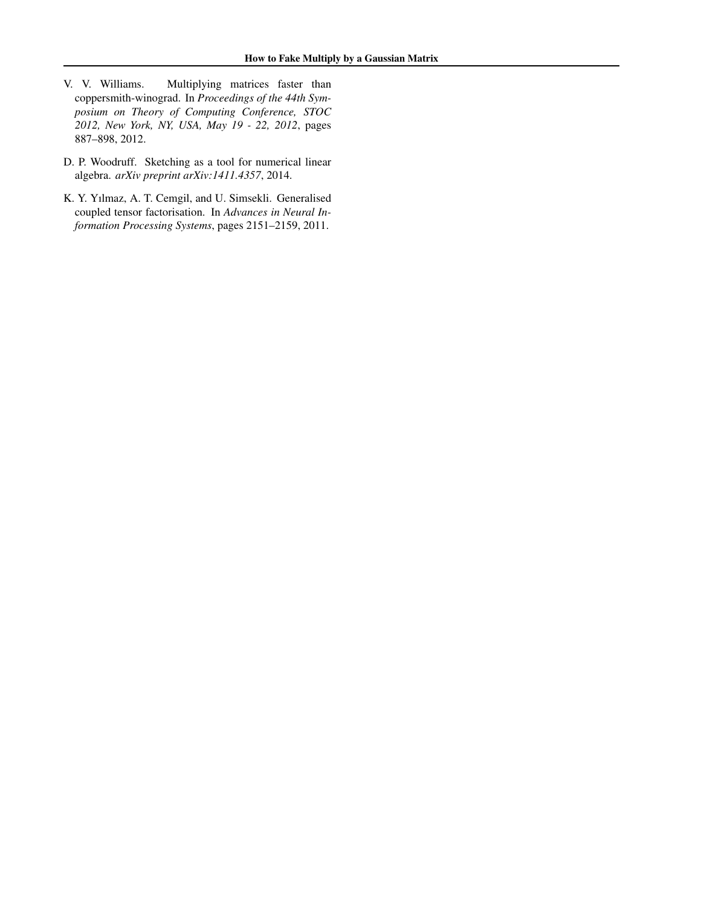V. V. Williams. Multiplying matrices faster than coppersmith-winograd. In *Proceedings of the 44th Symposium on Theory of Computing Conference, STOC 2012, New York, NY, USA, May 19 - 22, 2012*, pages 887–898, 2012.

D. P. Woodruff. Sketching as a tool for numerical linear algebra. *arXiv preprint arXiv:1411.4357*, 2014.

K. Y. Yılmaz, A. T. Cemgil, and U. Simsekli. Generalised coupled tensor factorisation. In *Advances in Neural Information Processing Systems*, pages 2151–2159, 2011.